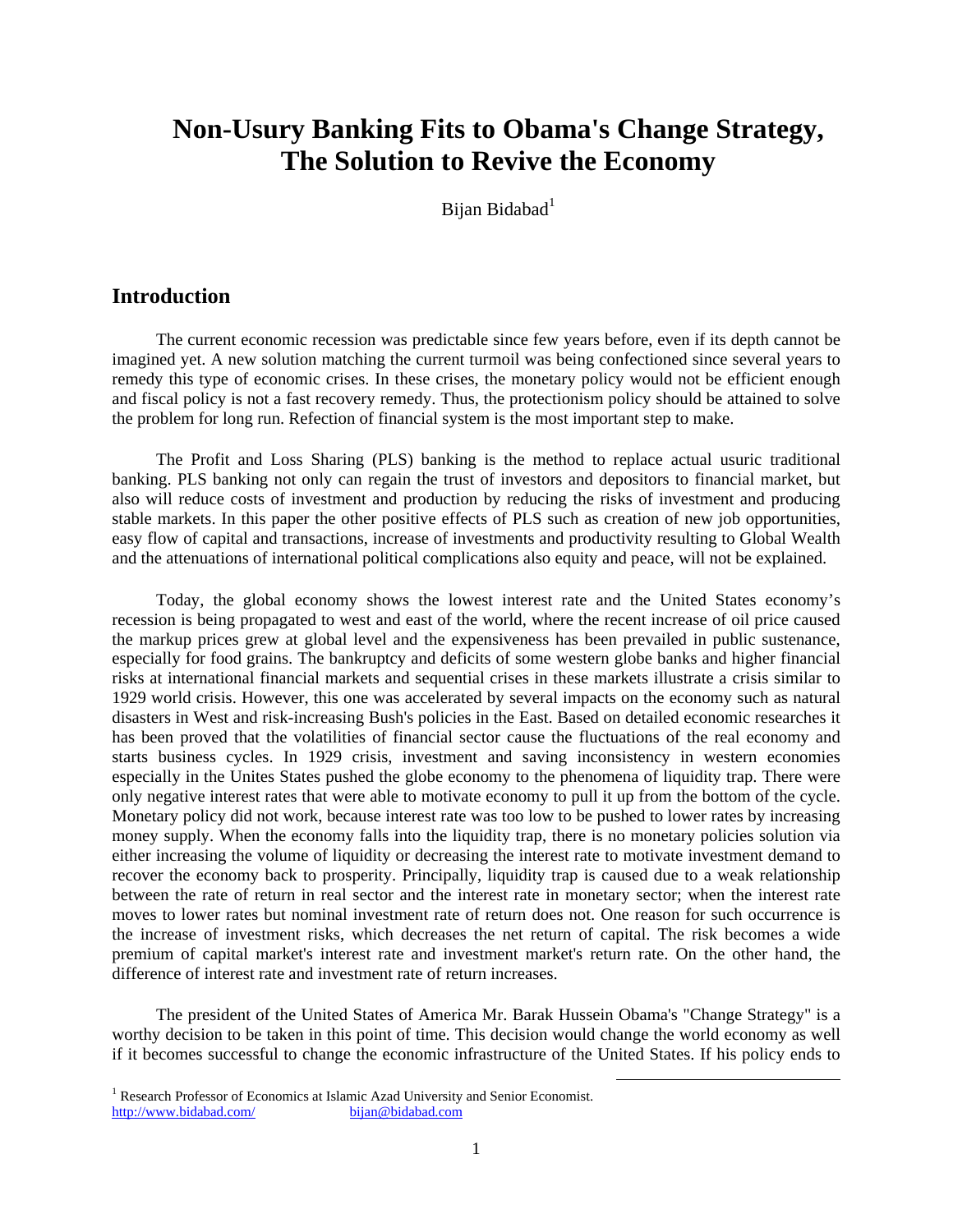# Non-Usury Banking Fits to Obama's Change Strategy, The Solution to Revive the Economy

Bijan Bidabad[1]

## Introduction

The current economic recession was predictable since few years before, even if its depth cannot be imagined yet. A new solution matching the current turmoil was being confectioned since several years to remedy this type of economic crises. In these crises, the monetary policy would not be efficient enough and fiscal policy is not a fast recovery remedy. Thus, the protectionism policy should be attained to solve the problem for long run. Refection of financial system is the most important step to make.

The Profit and Loss Sharing (PLS) banking is the method to replace actual usuric traditional banking. PLS banking not only can regain the trust of investors and depositors to financial market, but also will reduce costs of investment and production by reducing the risks of investment and producing stable markets. In this paper the other positive effects of PLS such as creation of new job opportunities, easy flow of capital and transactions, increase of investments and productivity resulting to Global Wealth and the attenuations of international political complications also equity and peace, will not be explained.

Today, the global economy shows the lowest interest rate and the United States economy's recession is being propagated to west and east of the world, where the recent increase of oil price caused the markup prices grew at global level and the expensiveness has been prevailed in public sustenance, especially for food grains. The bankruptcy and deficits of some western globe banks and higher financial risks at international financial markets and sequential crises in these markets illustrate a crisis similar to 1929 world crisis. However, this one was accelerated by several impacts on the economy such as natural disasters in West and risk-increasing Bush's policies in the East. Based on detailed economic researches it has been proved that the volatilities of financial sector cause the fluctuations of the real economy and starts business cycles. In 1929 crisis, investment and saving inconsistency in western economies especially in the Unites States pushed the globe economy to the phenomena of liquidity trap. There were only negative interest rates that were able to motivate economy to pull it up from the bottom of the cycle. Monetary policy did not work, because interest rate was too low to be pushed to lower rates by increasing money supply. When the economy falls into the liquidity trap, there is no monetary policies solution via either increasing the volume of liquidity or decreasing the interest rate to motivate investment demand to recover the economy back to prosperity. Principally, liquidity trap is caused due to a weak relationship between the rate of return in real sector and the interest rate in monetary sector; when the interest rate moves to lower rates but nominal investment rate of return does not. One reason for such occurrence is the increase of investment risks, which decreases the net return of capital. The risk becomes a wide premium of capital market's interest rate and investment market's return rate. On the other hand, the difference of interest rate and investment rate of return increases.

The president of the United States of America Mr. Barak Hussein Obama's "Change Strategy" is a worthy decision to be taken in this point of time. This decision would change the world economy as well if it becomes successful to change the economic infrastructure of the United States. If his policy ends to

[1] Research Professor of Economics at Islamic Azad University and Senior Economist. http://www.bidabad.com/ bijan@bidabad.com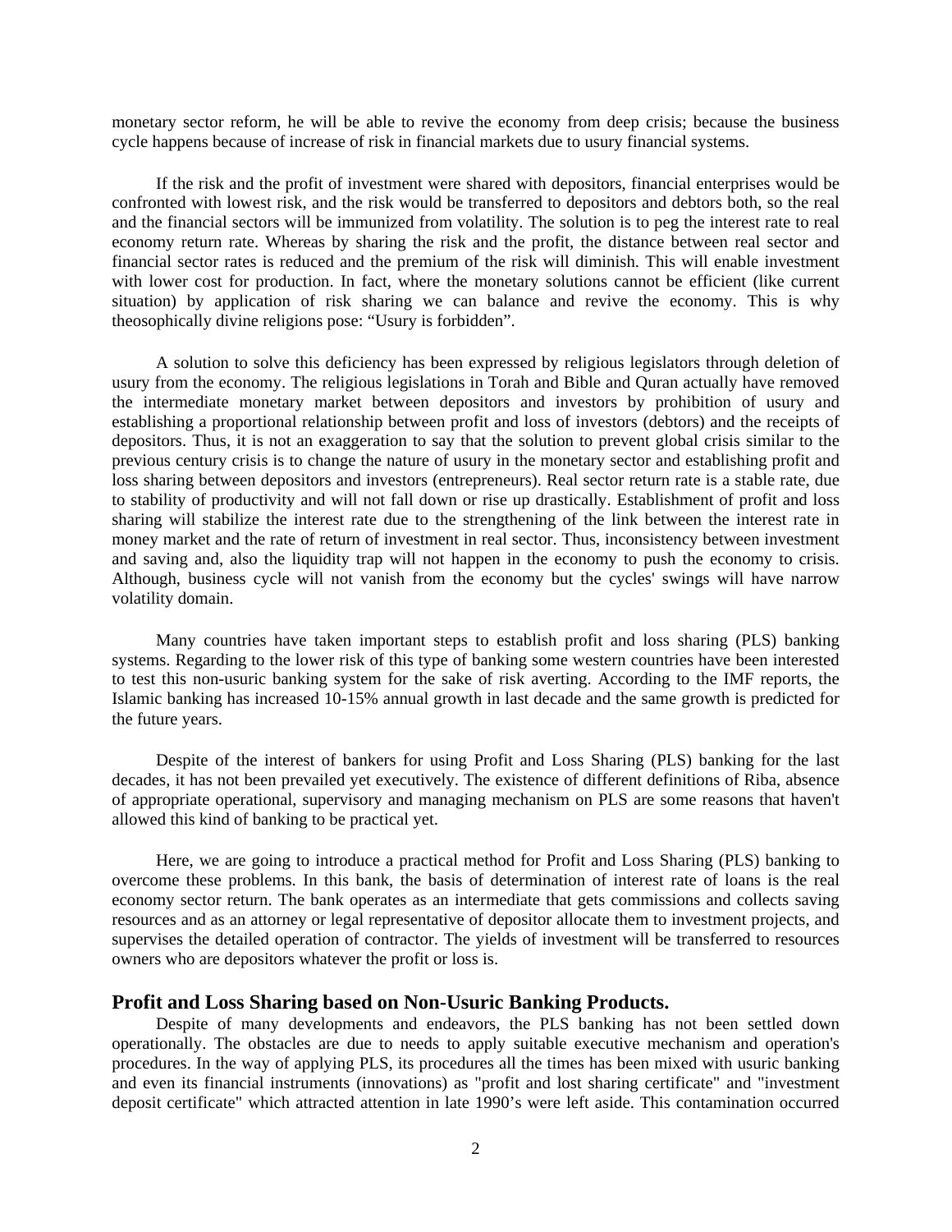monetary sector reform, he will be able to revive the economy from deep crisis; because the business cycle happens because of increase of risk in financial markets due to usury financial systems.

If the risk and the profit of investment were shared with depositors, financial enterprises would be confronted with lowest risk, and the risk would be transferred to depositors and debtors both, so the real and the financial sectors will be immunized from volatility. The solution is to peg the interest rate to real economy return rate. Whereas by sharing the risk and the profit, the distance between real sector and financial sector rates is reduced and the premium of the risk will diminish. This will enable investment with lower cost for production. In fact, where the monetary solutions cannot be efficient (like current situation) by application of risk sharing we can balance and revive the economy. This is why theosophically divine religions pose: "Usury is forbidden".

A solution to solve this deficiency has been expressed by religious legislators through deletion of usury from the economy. The religious legislations in Torah and Bible and Quran actually have removed the intermediate monetary market between depositors and investors by prohibition of usury and establishing a proportional relationship between profit and loss of investors (debtors) and the receipts of depositors. Thus, it is not an exaggeration to say that the solution to prevent global crisis similar to the previous century crisis is to change the nature of usury in the monetary sector and establishing profit and loss sharing between depositors and investors (entrepreneurs). Real sector return rate is a stable rate, due to stability of productivity and will not fall down or rise up drastically. Establishment of profit and loss sharing will stabilize the interest rate due to the strengthening of the link between the interest rate in money market and the rate of return of investment in real sector. Thus, inconsistency between investment and saving and, also the liquidity trap will not happen in the economy to push the economy to crisis. Although, business cycle will not vanish from the economy but the cycles' swings will have narrow volatility domain.

Many countries have taken important steps to establish profit and loss sharing (PLS) banking systems. Regarding to the lower risk of this type of banking some western countries have been interested to test this non-usuric banking system for the sake of risk averting. According to the IMF reports, the Islamic banking has increased 10-15% annual growth in last decade and the same growth is predicted for the future years.

Despite of the interest of bankers for using Profit and Loss Sharing (PLS) banking for the last decades, it has not been prevailed yet executively. The existence of different definitions of Riba, absence of appropriate operational, supervisory and managing mechanism on PLS are some reasons that haven't allowed this kind of banking to be practical yet.

Here, we are going to introduce a practical method for Profit and Loss Sharing (PLS) banking to overcome these problems. In this bank, the basis of determination of interest rate of loans is the real economy sector return. The bank operates as an intermediate that gets commissions and collects saving resources and as an attorney or legal representative of depositor allocate them to investment projects, and supervises the detailed operation of contractor. The yields of investment will be transferred to resources owners who are depositors whatever the profit or loss is.

## Profit and Loss Sharing based on Non-Usuric Banking Products.

Despite of many developments and endeavors, the PLS banking has not been settled down operationally. The obstacles are due to needs to apply suitable executive mechanism and operation's procedures. In the way of applying PLS, its procedures all the times has been mixed with usuric banking and even its financial instruments (innovations) as "profit and lost sharing certificate" and "investment deposit certificate" which attracted attention in late 1990's were left aside. This contamination occurred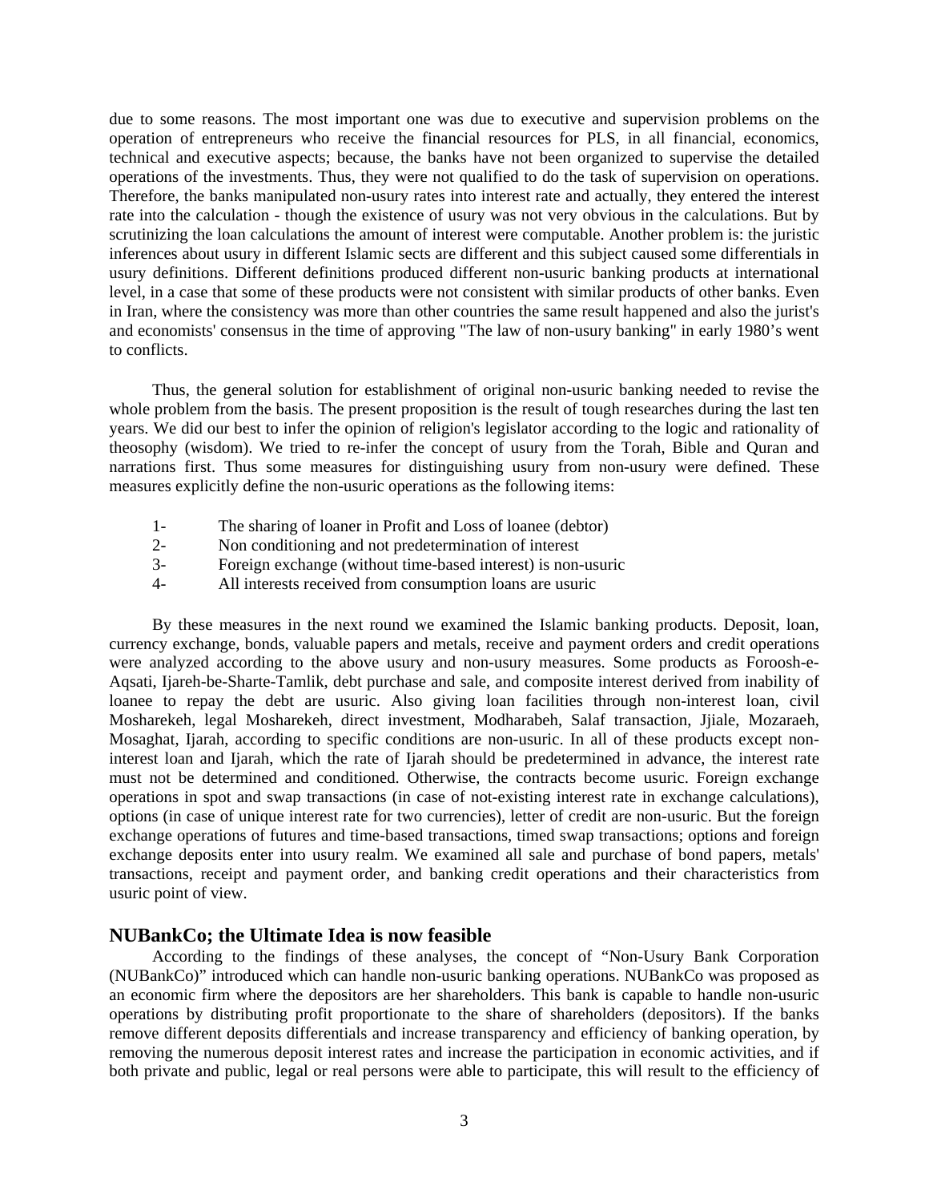due to some reasons. The most important one was due to executive and supervision problems on the operation of entrepreneurs who receive the financial resources for PLS, in all financial, economics, technical and executive aspects; because, the banks have not been organized to supervise the detailed operations of the investments. Thus, they were not qualified to do the task of supervision on operations. Therefore, the banks manipulated non-usury rates into interest rate and actually, they entered the interest rate into the calculation - though the existence of usury was not very obvious in the calculations. But by scrutinizing the loan calculations the amount of interest were computable. Another problem is: the juristic inferences about usury in different Islamic sects are different and this subject caused some differentials in usury definitions. Different definitions produced different non-usuric banking products at international level, in a case that some of these products were not consistent with similar products of other banks. Even in Iran, where the consistency was more than other countries the same result happened and also the jurist's and economists' consensus in the time of approving "The law of non-usury banking" in early 1980's went to conflicts.

Thus, the general solution for establishment of original non-usuric banking needed to revise the whole problem from the basis. The present proposition is the result of tough researches during the last ten years. We did our best to infer the opinion of religion's legislator according to the logic and rationality of theosophy (wisdom). We tried to re-infer the concept of usury from the Torah, Bible and Quran and narrations first. Thus some measures for distinguishing usury from non-usury were defined. These measures explicitly define the non-usuric operations as the following items:

1- The sharing of loaner in Profit and Loss of loanee (debtor)
2- Non conditioning and not predetermination of interest
3- Foreign exchange (without time-based interest) is non-usuric
4- All interests received from consumption loans are usuric

By these measures in the next round we examined the Islamic banking products. Deposit, loan, currency exchange, bonds, valuable papers and metals, receive and payment orders and credit operations were analyzed according to the above usury and non-usury measures. Some products as Foroosh-e-Aqsati, Ijareh-be-Sharte-Tamlik, debt purchase and sale, and composite interest derived from inability of loanee to repay the debt are usuric. Also giving loan facilities through non-interest loan, civil Mosharekeh, legal Mosharekeh, direct investment, Modharabeh, Salaf transaction, Jjiale, Mozaraeh, Mosaghat, Ijarah, according to specific conditions are non-usuric. In all of these products except non-interest loan and Ijarah, which the rate of Ijarah should be predetermined in advance, the interest rate must not be determined and conditioned. Otherwise, the contracts become usuric. Foreign exchange operations in spot and swap transactions (in case of not-existing interest rate in exchange calculations), options (in case of unique interest rate for two currencies), letter of credit are non-usuric. But the foreign exchange operations of futures and time-based transactions, timed swap transactions; options and foreign exchange deposits enter into usury realm. We examined all sale and purchase of bond papers, metals' transactions, receipt and payment order, and banking credit operations and their characteristics from usuric point of view.

## NUBankCo; the Ultimate Idea is now feasible

According to the findings of these analyses, the concept of "Non-Usury Bank Corporation (NUBankCo)" introduced which can handle non-usuric banking operations. NUBankCo was proposed as an economic firm where the depositors are her shareholders. This bank is capable to handle non-usuric operations by distributing profit proportionate to the share of shareholders (depositors). If the banks remove different deposits differentials and increase transparency and efficiency of banking operation, by removing the numerous deposit interest rates and increase the participation in economic activities, and if both private and public, legal or real persons were able to participate, this will result to the efficiency of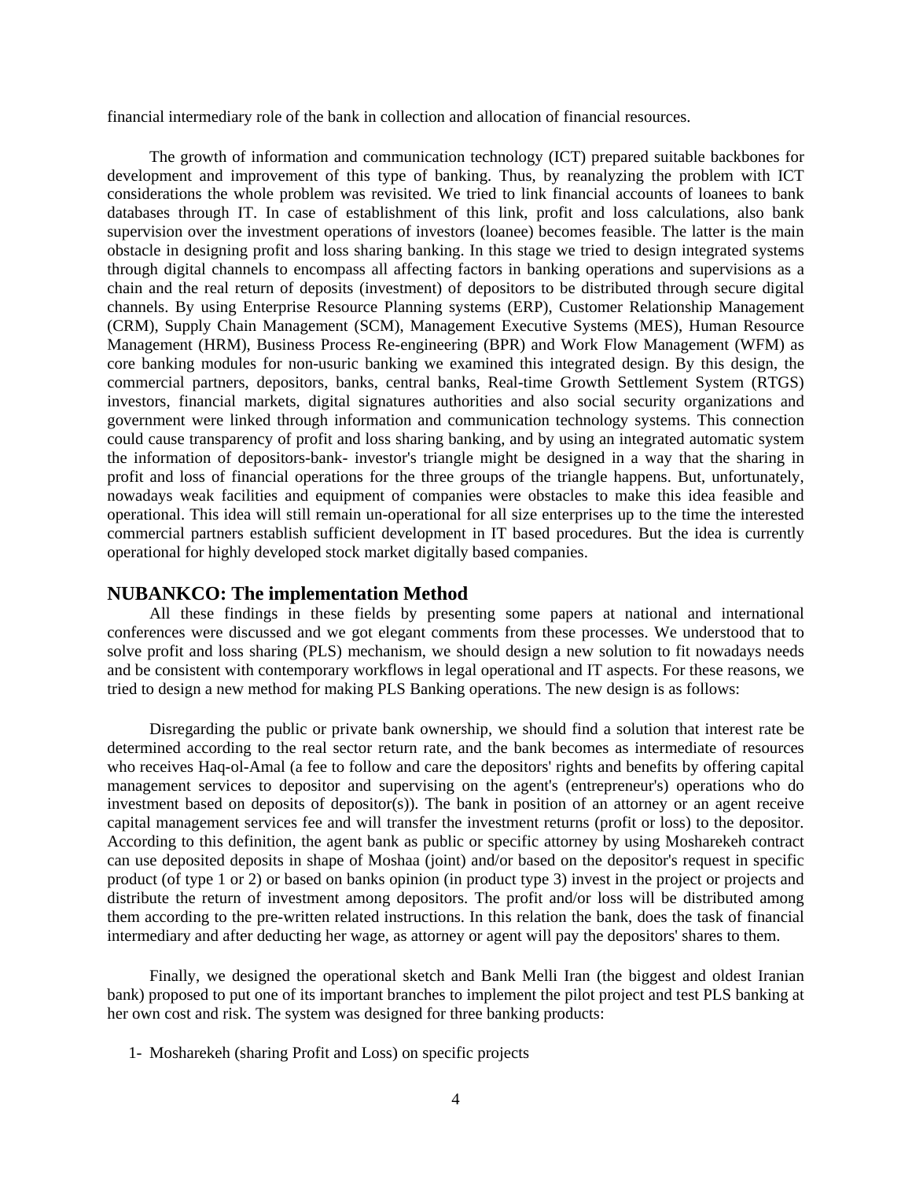financial intermediary role of the bank in collection and allocation of financial resources.

The growth of information and communication technology (ICT) prepared suitable backbones for development and improvement of this type of banking. Thus, by reanalyzing the problem with ICT considerations the whole problem was revisited. We tried to link financial accounts of loanees to bank databases through IT. In case of establishment of this link, profit and loss calculations, also bank supervision over the investment operations of investors (loanee) becomes feasible. The latter is the main obstacle in designing profit and loss sharing banking. In this stage we tried to design integrated systems through digital channels to encompass all affecting factors in banking operations and supervisions as a chain and the real return of deposits (investment) of depositors to be distributed through secure digital channels. By using Enterprise Resource Planning systems (ERP), Customer Relationship Management (CRM), Supply Chain Management (SCM), Management Executive Systems (MES), Human Resource Management (HRM), Business Process Re-engineering (BPR) and Work Flow Management (WFM) as core banking modules for non-usuric banking we examined this integrated design. By this design, the commercial partners, depositors, banks, central banks, Real-time Growth Settlement System (RTGS) investors, financial markets, digital signatures authorities and also social security organizations and government were linked through information and communication technology systems. This connection could cause transparency of profit and loss sharing banking, and by using an integrated automatic system the information of depositors-bank- investor's triangle might be designed in a way that the sharing in profit and loss of financial operations for the three groups of the triangle happens. But, unfortunately, nowadays weak facilities and equipment of companies were obstacles to make this idea feasible and operational. This idea will still remain un-operational for all size enterprises up to the time the interested commercial partners establish sufficient development in IT based procedures. But the idea is currently operational for highly developed stock market digitally based companies.

## NUBANKCO: The implementation Method

All these findings in these fields by presenting some papers at national and international conferences were discussed and we got elegant comments from these processes. We understood that to solve profit and loss sharing (PLS) mechanism, we should design a new solution to fit nowadays needs and be consistent with contemporary workflows in legal operational and IT aspects. For these reasons, we tried to design a new method for making PLS Banking operations. The new design is as follows:

Disregarding the public or private bank ownership, we should find a solution that interest rate be determined according to the real sector return rate, and the bank becomes as intermediate of resources who receives Haq-ol-Amal (a fee to follow and care the depositors' rights and benefits by offering capital management services to depositor and supervising on the agent's (entrepreneur's) operations who do investment based on deposits of depositor(s)). The bank in position of an attorney or an agent receive capital management services fee and will transfer the investment returns (profit or loss) to the depositor. According to this definition, the agent bank as public or specific attorney by using Mosharekeh contract can use deposited deposits in shape of Moshaa (joint) and/or based on the depositor's request in specific product (of type 1 or 2) or based on banks opinion (in product type 3) invest in the project or projects and distribute the return of investment among depositors. The profit and/or loss will be distributed among them according to the pre-written related instructions. In this relation the bank, does the task of financial intermediary and after deducting her wage, as attorney or agent will pay the depositors' shares to them.

Finally, we designed the operational sketch and Bank Melli Iran (the biggest and oldest Iranian bank) proposed to put one of its important branches to implement the pilot project and test PLS banking at her own cost and risk. The system was designed for three banking products:

1- Mosharekeh (sharing Profit and Loss) on specific projects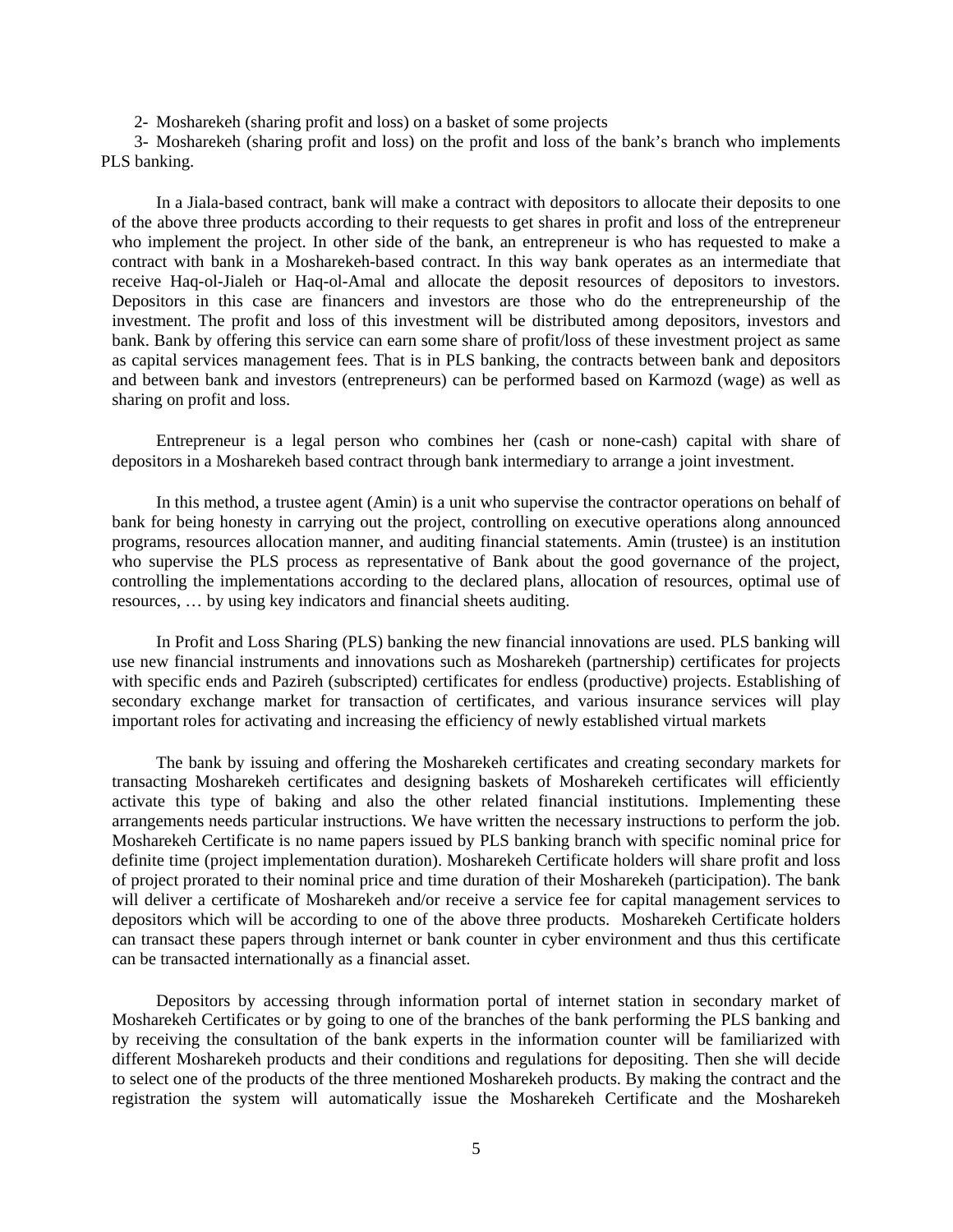2- Mosharekeh (sharing profit and loss) on a basket of some projects

3- Mosharekeh (sharing profit and loss) on the profit and loss of the bank's branch who implements PLS banking.

In a Jiala-based contract, bank will make a contract with depositors to allocate their deposits to one of the above three products according to their requests to get shares in profit and loss of the entrepreneur who implement the project. In other side of the bank, an entrepreneur is who has requested to make a contract with bank in a Mosharekeh-based contract. In this way bank operates as an intermediate that receive Haq-ol-Jialeh or Haq-ol-Amal and allocate the deposit resources of depositors to investors. Depositors in this case are financers and investors are those who do the entrepreneurship of the investment. The profit and loss of this investment will be distributed among depositors, investors and bank. Bank by offering this service can earn some share of profit/loss of these investment project as same as capital services management fees. That is in PLS banking, the contracts between bank and depositors and between bank and investors (entrepreneurs) can be performed based on Karmozd (wage) as well as sharing on profit and loss.

Entrepreneur is a legal person who combines her (cash or none-cash) capital with share of depositors in a Mosharekeh based contract through bank intermediary to arrange a joint investment.

In this method, a trustee agent (Amin) is a unit who supervise the contractor operations on behalf of bank for being honesty in carrying out the project, controlling on executive operations along announced programs, resources allocation manner, and auditing financial statements. Amin (trustee) is an institution who supervise the PLS process as representative of Bank about the good governance of the project, controlling the implementations according to the declared plans, allocation of resources, optimal use of resources, … by using key indicators and financial sheets auditing.

In Profit and Loss Sharing (PLS) banking the new financial innovations are used. PLS banking will use new financial instruments and innovations such as Mosharekeh (partnership) certificates for projects with specific ends and Pazireh (subscripted) certificates for endless (productive) projects. Establishing of secondary exchange market for transaction of certificates, and various insurance services will play important roles for activating and increasing the efficiency of newly established virtual markets

The bank by issuing and offering the Mosharekeh certificates and creating secondary markets for transacting Mosharekeh certificates and designing baskets of Mosharekeh certificates will efficiently activate this type of baking and also the other related financial institutions. Implementing these arrangements needs particular instructions. We have written the necessary instructions to perform the job. Mosharekeh Certificate is no name papers issued by PLS banking branch with specific nominal price for definite time (project implementation duration). Mosharekeh Certificate holders will share profit and loss of project prorated to their nominal price and time duration of their Mosharekeh (participation). The bank will deliver a certificate of Mosharekeh and/or receive a service fee for capital management services to depositors which will be according to one of the above three products. Mosharekeh Certificate holders can transact these papers through internet or bank counter in cyber environment and thus this certificate can be transacted internationally as a financial asset.

Depositors by accessing through information portal of internet station in secondary market of Mosharekeh Certificates or by going to one of the branches of the bank performing the PLS banking and by receiving the consultation of the bank experts in the information counter will be familiarized with different Mosharekeh products and their conditions and regulations for depositing. Then she will decide to select one of the products of the three mentioned Mosharekeh products. By making the contract and the registration the system will automatically issue the Mosharekeh Certificate and the Mosharekeh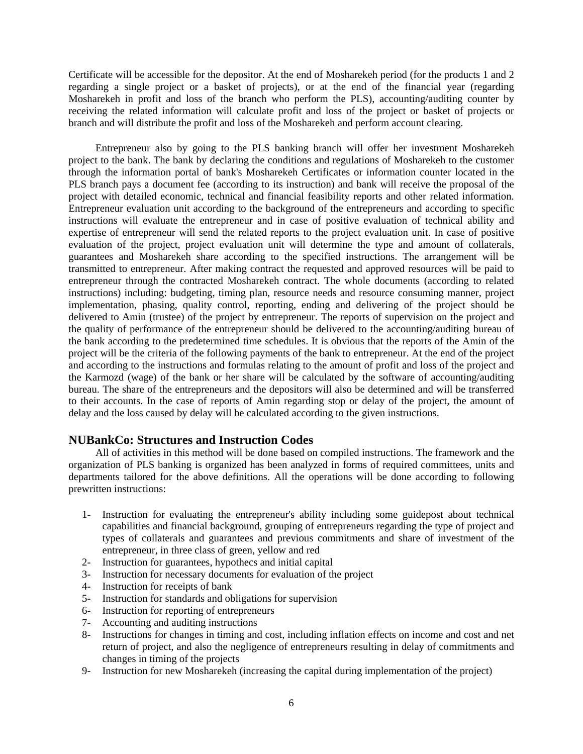Certificate will be accessible for the depositor. At the end of Mosharekeh period (for the products 1 and 2 regarding a single project or a basket of projects), or at the end of the financial year (regarding Mosharekeh in profit and loss of the branch who perform the PLS), accounting/auditing counter by receiving the related information will calculate profit and loss of the project or basket of projects or branch and will distribute the profit and loss of the Mosharekeh and perform account clearing.

Entrepreneur also by going to the PLS banking branch will offer her investment Mosharekeh project to the bank. The bank by declaring the conditions and regulations of Mosharekeh to the customer through the information portal of bank's Mosharekeh Certificates or information counter located in the PLS branch pays a document fee (according to its instruction) and bank will receive the proposal of the project with detailed economic, technical and financial feasibility reports and other related information. Entrepreneur evaluation unit according to the background of the entrepreneurs and according to specific instructions will evaluate the entrepreneur and in case of positive evaluation of technical ability and expertise of entrepreneur will send the related reports to the project evaluation unit. In case of positive evaluation of the project, project evaluation unit will determine the type and amount of collaterals, guarantees and Mosharekeh share according to the specified instructions. The arrangement will be transmitted to entrepreneur. After making contract the requested and approved resources will be paid to entrepreneur through the contracted Mosharekeh contract. The whole documents (according to related instructions) including: budgeting, timing plan, resource needs and resource consuming manner, project implementation, phasing, quality control, reporting, ending and delivering of the project should be delivered to Amin (trustee) of the project by entrepreneur. The reports of supervision on the project and the quality of performance of the entrepreneur should be delivered to the accounting/auditing bureau of the bank according to the predetermined time schedules. It is obvious that the reports of the Amin of the project will be the criteria of the following payments of the bank to entrepreneur. At the end of the project and according to the instructions and formulas relating to the amount of profit and loss of the project and the Karmozd (wage) of the bank or her share will be calculated by the software of accounting/auditing bureau. The share of the entrepreneurs and the depositors will also be determined and will be transferred to their accounts. In the case of reports of Amin regarding stop or delay of the project, the amount of delay and the loss caused by delay will be calculated according to the given instructions.

## NUBankCo: Structures and Instruction Codes

All of activities in this method will be done based on compiled instructions. The framework and the organization of PLS banking is organized has been analyzed in forms of required committees, units and departments tailored for the above definitions. All the operations will be done according to following prewritten instructions:

1- Instruction for evaluating the entrepreneur's ability including some guidepost about technical capabilities and financial background, grouping of entrepreneurs regarding the type of project and types of collaterals and guarantees and previous commitments and share of investment of the entrepreneur, in three class of green, yellow and red
2- Instruction for guarantees, hypothecs and initial capital
3- Instruction for necessary documents for evaluation of the project
4- Instruction for receipts of bank
5- Instruction for standards and obligations for supervision
6- Instruction for reporting of entrepreneurs
7- Accounting and auditing instructions
8- Instructions for changes in timing and cost, including inflation effects on income and cost and net return of project, and also the negligence of entrepreneurs resulting in delay of commitments and changes in timing of the projects
9- Instruction for new Mosharekeh (increasing the capital during implementation of the project)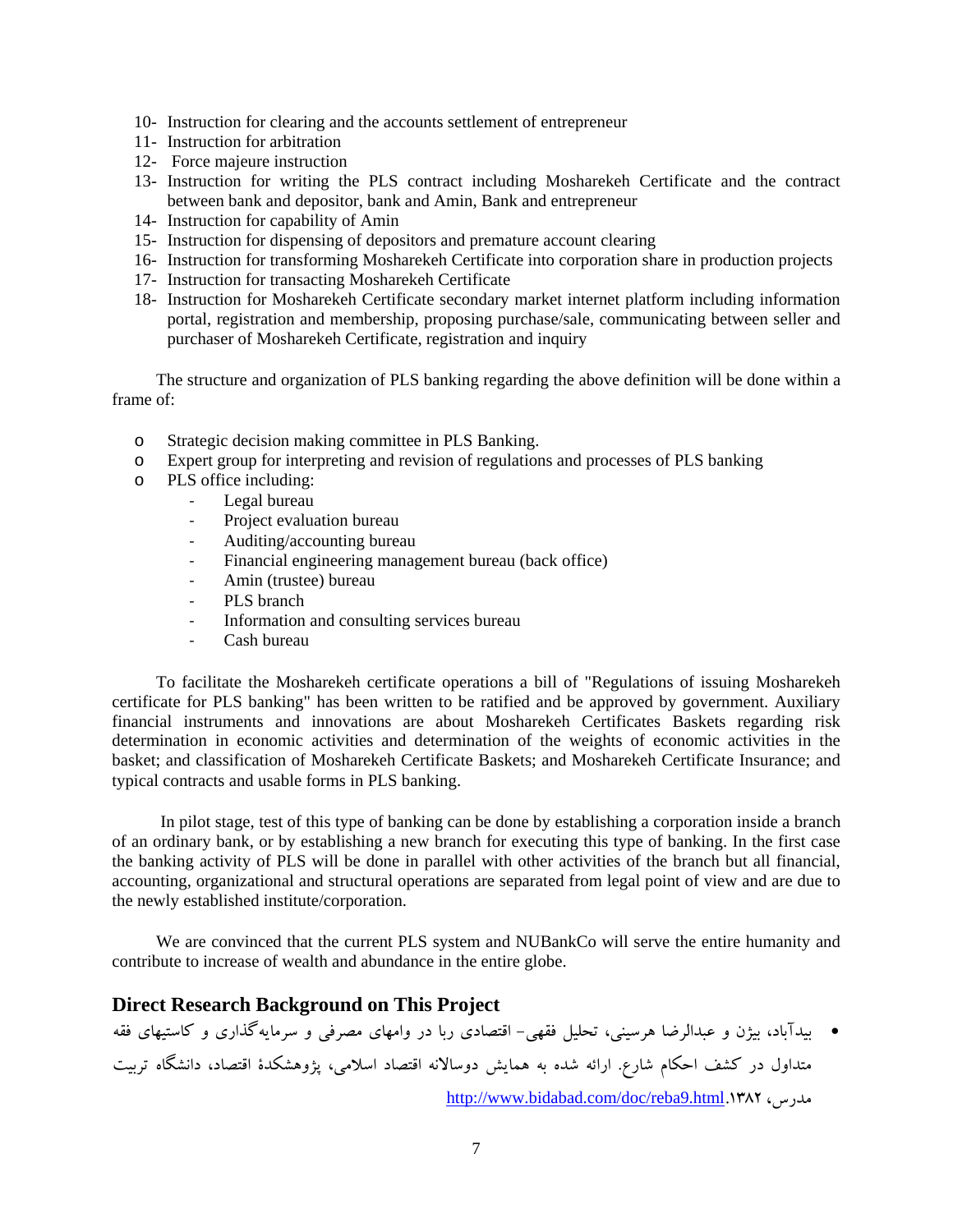10- Instruction for clearing and the accounts settlement of entrepreneur
11- Instruction for arbitration
12- Force majeure instruction
13- Instruction for writing the PLS contract including Mosharekeh Certificate and the contract between bank and depositor, bank and Amin, Bank and entrepreneur
14- Instruction for capability of Amin
15- Instruction for dispensing of depositors and premature account clearing
16- Instruction for transforming Mosharekeh Certificate into corporation share in production projects
17- Instruction for transacting Mosharekeh Certificate
18- Instruction for Mosharekeh Certificate secondary market internet platform including information portal, registration and membership, proposing purchase/sale, communicating between seller and purchaser of Mosharekeh Certificate, registration and inquiry

The structure and organization of PLS banking regarding the above definition will be done within a frame of:

- Strategic decision making committee in PLS Banking.
- Expert group for interpreting and revision of regulations and processes of PLS banking
- PLS office including:
  - Legal bureau
  - Project evaluation bureau
  - Auditing/accounting bureau
  - Financial engineering management bureau (back office)
  - Amin (trustee) bureau
  - PLS branch
  - Information and consulting services bureau
  - Cash bureau

To facilitate the Mosharekeh certificate operations a bill of "Regulations of issuing Mosharekeh certificate for PLS banking" has been written to be ratified and be approved by government. Auxiliary financial instruments and innovations are about Mosharekeh Certificates Baskets regarding risk determination in economic activities and determination of the weights of economic activities in the basket; and classification of Mosharekeh Certificate Baskets; and Mosharekeh Certificate Insurance; and typical contracts and usable forms in PLS banking.

In pilot stage, test of this type of banking can be done by establishing a corporation inside a branch of an ordinary bank, or by establishing a new branch for executing this type of banking. In the first case the banking activity of PLS will be done in parallel with other activities of the branch but all financial, accounting, organizational and structural operations are separated from legal point of view and are due to the newly established institute/corporation.

We are convinced that the current PLS system and NUBankCo will serve the entire humanity and contribute to increase of wealth and abundance in the entire globe.

## Direct Research Background on This Project

- بیدآباد، بیژن و عبدالرضا هرسینی، تحلیل فقهی- اقتصادی ربا در وامهای مصرفی و سرمایه‌گذاری و کاستیهای فقه متداول در کشف احکام شارع. ارائه شده به همایش دوسالانه اقتصاد اسلامی، پژوهشکدهٔ اقتصاد، دانشگاه تربیت مدرس، ۱۳۸۲.http://www.bidabad.com/doc/reba9.html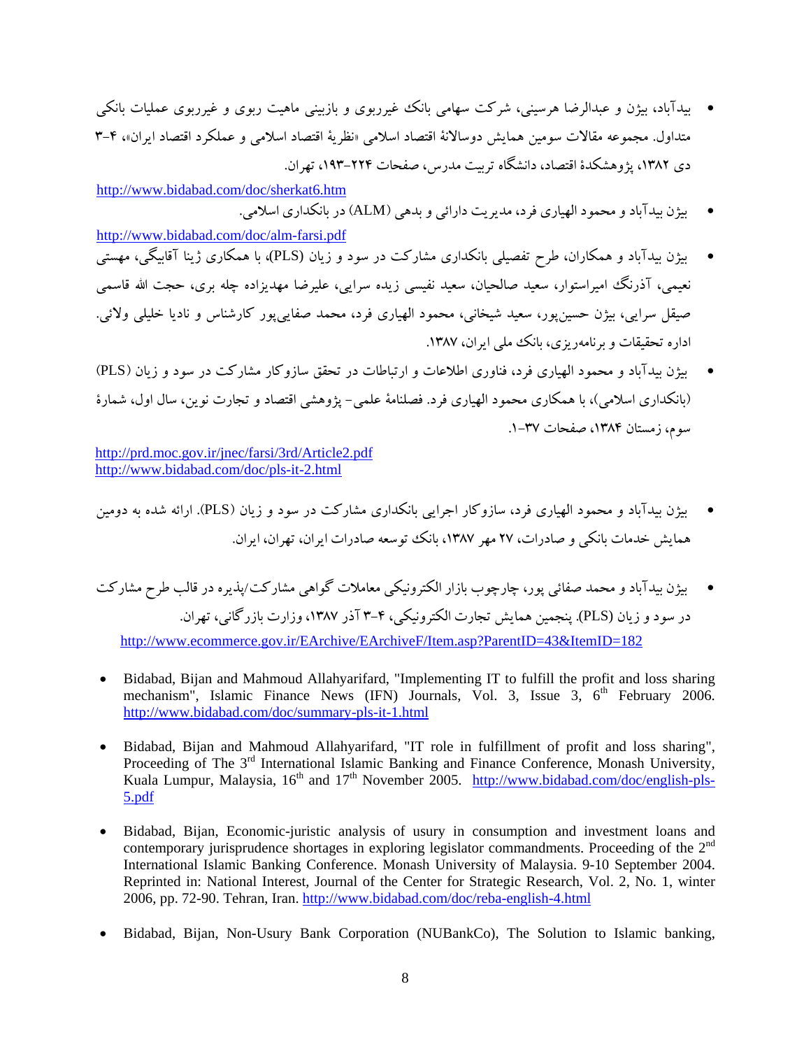- بیدآباد، بیژن و عبدالرضا هرسینی، شرکت سهامی بانک غیرربوی و بازبینی ماهیت ربوی و غیرربوی عملیات بانکی متداول. مجموعه مقالات سومین همایش دوسالانهٔ اقتصاد اسلامی «نظریهٔ اقتصاد اسلامی و عملکرد اقتصاد ایران»، ۴-۳ دی ۱۳۸۲، پژوهشکدهٔ اقتصاد، دانشگاه تربیت مدرس، صفحات ۲۲۴-۱۹۳، تهران.

http://www.bidabad.com/doc/sherkat6.htm

- بیژن بیدآباد و محمود الهیاری فرد، مدیریت دارائی و بدهی (ALM) در بانکداری اسلامی.

http://www.bidabad.com/doc/alm-farsi.pdf

- بیژن بیدآباد و همکاران، طرح تفصیلی بانکداری مشارکت در سود و زیان (PLS)، با همکاری ژینا آقابیگی، مهستی نعیمی، آذرنگ امیراستوار، سعید صالحیان، سعید نفیسی زیده سرایی، علیرضا مهدیزاده چله بری، حجت الله قاسمی صیقل سرایی، بیژن حسین‌پور، سعید شیخانی، محمود الهیاری فرد، محمد صفایی‌پور کارشناس و نادیا خلیلی ولائی. اداره تحقیقات و برنامه‌ریزی، بانک ملی ایران، ۱۳۸۷.

- بیژن بیدآباد و محمود الهیاری فرد، فناوری اطلاعات و ارتباطات در تحقق سازوکار مشارکت در سود و زیان (PLS) (بانکداری اسلامی)، با همکاری محمود الهیاری فرد. فصلنامهٔ علمی- پژوهشی اقتصاد و تجارت نوین، سال اول، شمارهٔ سوم، زمستان ۱۳۸۴، صفحات ۳۷-۱.

http://prd.moc.gov.ir/jnec/farsi/3rd/Article2.pdf
http://www.bidabad.com/doc/pls-it-2.html

- بیژن بیدآباد و محمود الهیاری فرد، سازوکار اجرایی بانکداری مشارکت در سود و زیان (PLS). ارائه شده به دومین همایش خدمات بانکی و صادرات، ۲۷ مهر ۱۳۸۷، بانک توسعه صادرات ایران، تهران، ایران.

- بیژن بیدآباد و محمد صفائی پور، چارچوب بازار الکترونیکی معاملات گواهی مشارکت/پذیره در قالب طرح مشارکت در سود و زیان (PLS). پنجمین همایش تجارت الکترونیکی، ۴-۳ آذر ۱۳۸۷، وزارت بازرگانی، تهران.

http://www.ecommerce.gov.ir/EArchive/EArchiveF/Item.asp?ParentID=43&ItemID=182

- Bidabad, Bijan and Mahmoud Allahyarifard, "Implementing IT to fulfill the profit and loss sharing mechanism", Islamic Finance News (IFN) Journals, Vol. 3, Issue 3, 6th February 2006. http://www.bidabad.com/doc/summary-pls-it-1.html

- Bidabad, Bijan and Mahmoud Allahyarifard, "IT role in fulfillment of profit and loss sharing", Proceeding of The 3rd International Islamic Banking and Finance Conference, Monash University, Kuala Lumpur, Malaysia, 16th and 17th November 2005. http://www.bidabad.com/doc/english-pls-5.pdf

- Bidabad, Bijan, Economic-juristic analysis of usury in consumption and investment loans and contemporary jurisprudence shortages in exploring legislator commandments. Proceeding of the 2nd International Islamic Banking Conference. Monash University of Malaysia. 9-10 September 2004. Reprinted in: National Interest, Journal of the Center for Strategic Research, Vol. 2, No. 1, winter 2006, pp. 72-90. Tehran, Iran. http://www.bidabad.com/doc/reba-english-4.html

- Bidabad, Bijan, Non-Usury Bank Corporation (NUBankCo), The Solution to Islamic banking,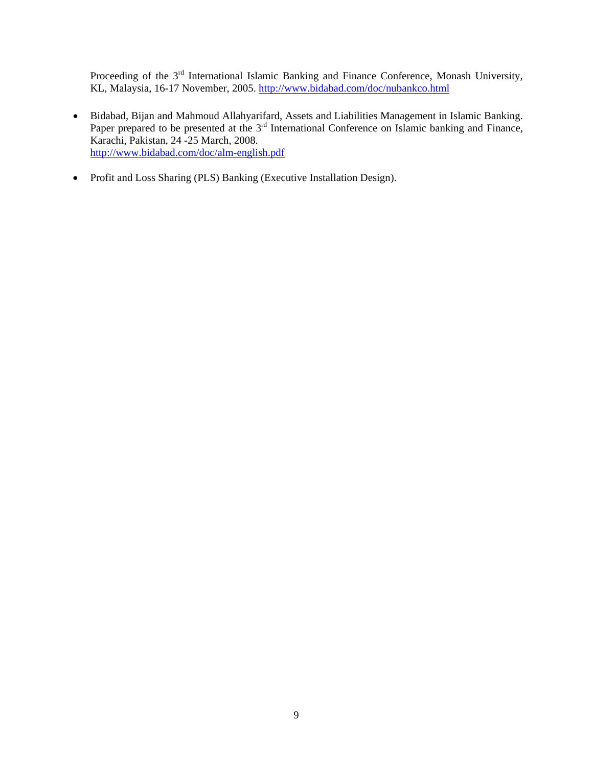Proceeding of the 3rd International Islamic Banking and Finance Conference, Monash University, KL, Malaysia, 16-17 November, 2005. http://www.bidabad.com/doc/nubankco.html

- Bidabad, Bijan and Mahmoud Allahyarifard, Assets and Liabilities Management in Islamic Banking. Paper prepared to be presented at the 3rd International Conference on Islamic banking and Finance, Karachi, Pakistan, 24 -25 March, 2008.
http://www.bidabad.com/doc/alm-english.pdf

- Profit and Loss Sharing (PLS) Banking (Executive Installation Design).